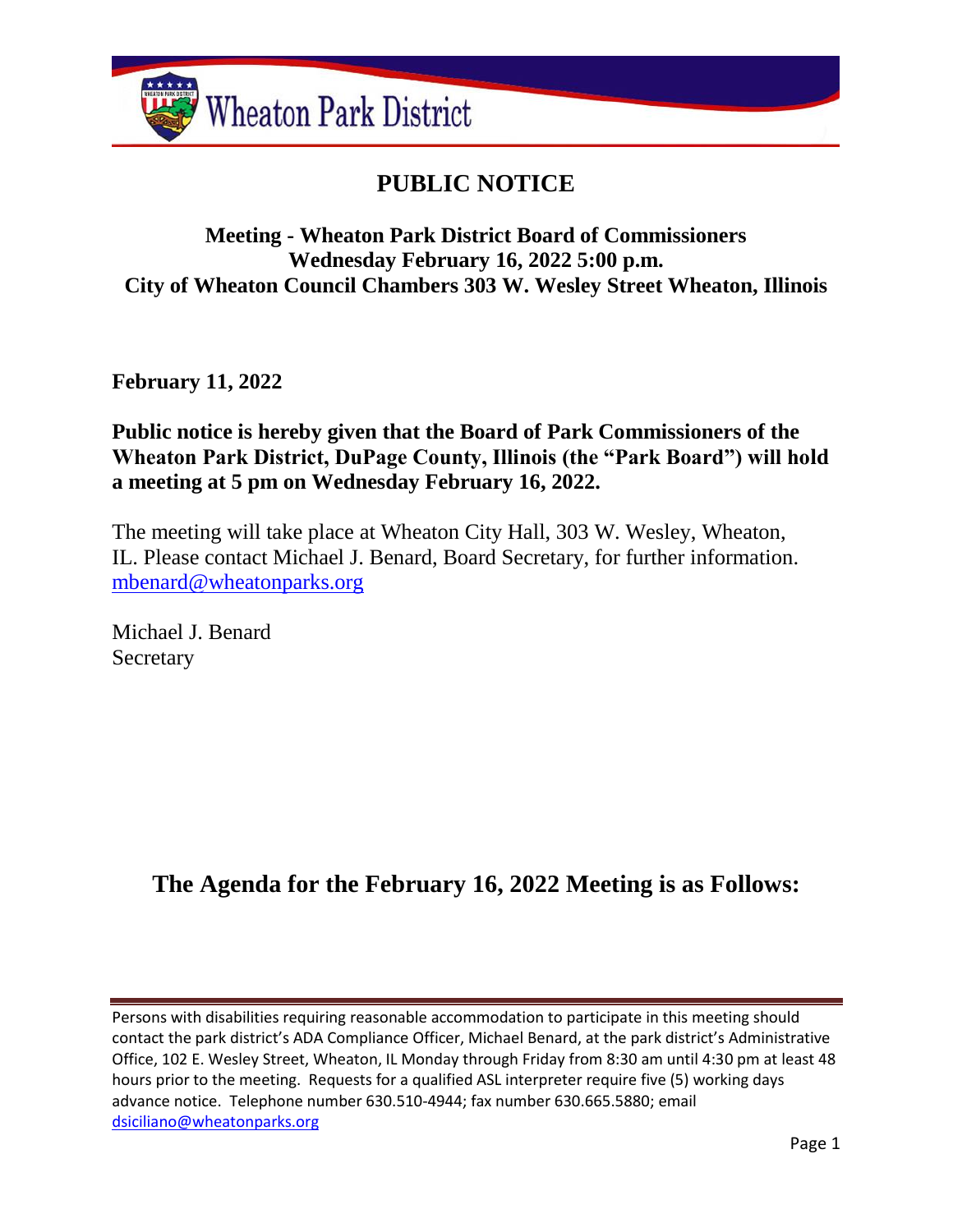Wheaton Park District

# PUBLIC NOTICE

## Meeting - Wheaton Park District Board of Commissioners
## Wednesday February 16, 2022 5:00 p.m.
## City of Wheaton Council Chambers 303 W. Wesley Street Wheaton, Illinois

**February 11, 2022**

**Public notice is hereby given that the Board of Park Commissioners of the Wheaton Park District, DuPage County, Illinois (the "Park Board") will hold a meeting at 5 pm on Wednesday February 16, 2022.**

The meeting will take place at Wheaton City Hall, 303 W. Wesley, Wheaton, IL. Please contact Michael J. Benard, Board Secretary, for further information. mbenard@wheatonparks.org

Michael J. Benard
Secretary

## The Agenda for the February 16, 2022 Meeting is as Follows:

---

Persons with disabilities requiring reasonable accommodation to participate in this meeting should contact the park district's ADA Compliance Officer, Michael Benard, at the park district's Administrative Office, 102 E. Wesley Street, Wheaton, IL Monday through Friday from 8:30 am until 4:30 pm at least 48 hours prior to the meeting. Requests for a qualified ASL interpreter require five (5) working days advance notice. Telephone number 630.510-4944; fax number 630.665.5880; email dsiciliano@wheatonparks.org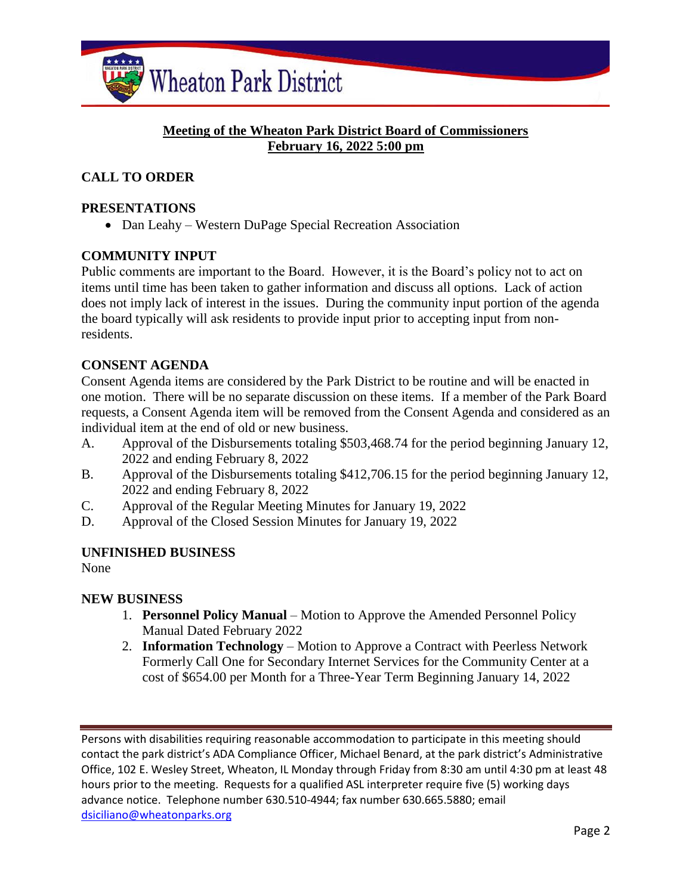**Meeting of the Wheaton Park District Board of Commissioners**
**February 16, 2022 5:00 pm**

## CALL TO ORDER

## PRESENTATIONS

- Dan Leahy – Western DuPage Special Recreation Association

## COMMUNITY INPUT

Public comments are important to the Board. However, it is the Board's policy not to act on items until time has been taken to gather information and discuss all options. Lack of action does not imply lack of interest in the issues. During the community input portion of the agenda the board typically will ask residents to provide input prior to accepting input from non-residents.

## CONSENT AGENDA

Consent Agenda items are considered by the Park District to be routine and will be enacted in one motion. There will be no separate discussion on these items. If a member of the Park Board requests, a Consent Agenda item will be removed from the Consent Agenda and considered as an individual item at the end of old or new business.

A. Approval of the Disbursements totaling $503,468.74 for the period beginning January 12, 2022 and ending February 8, 2022

B. Approval of the Disbursements totaling $412,706.15 for the period beginning January 12, 2022 and ending February 8, 2022

C. Approval of the Regular Meeting Minutes for January 19, 2022

D. Approval of the Closed Session Minutes for January 19, 2022

## UNFINISHED BUSINESS

None

## NEW BUSINESS

1. **Personnel Policy Manual** – Motion to Approve the Amended Personnel Policy Manual Dated February 2022
2. **Information Technology** – Motion to Approve a Contract with Peerless Network Formerly Call One for Secondary Internet Services for the Community Center at a cost of $654.00 per Month for a Three-Year Term Beginning January 14, 2022

Persons with disabilities requiring reasonable accommodation to participate in this meeting should contact the park district's ADA Compliance Officer, Michael Benard, at the park district's Administrative Office, 102 E. Wesley Street, Wheaton, IL Monday through Friday from 8:30 am until 4:30 pm at least 48 hours prior to the meeting. Requests for a qualified ASL interpreter require five (5) working days advance notice. Telephone number 630.510-4944; fax number 630.665.5880; email dsiciliano@wheatonparks.org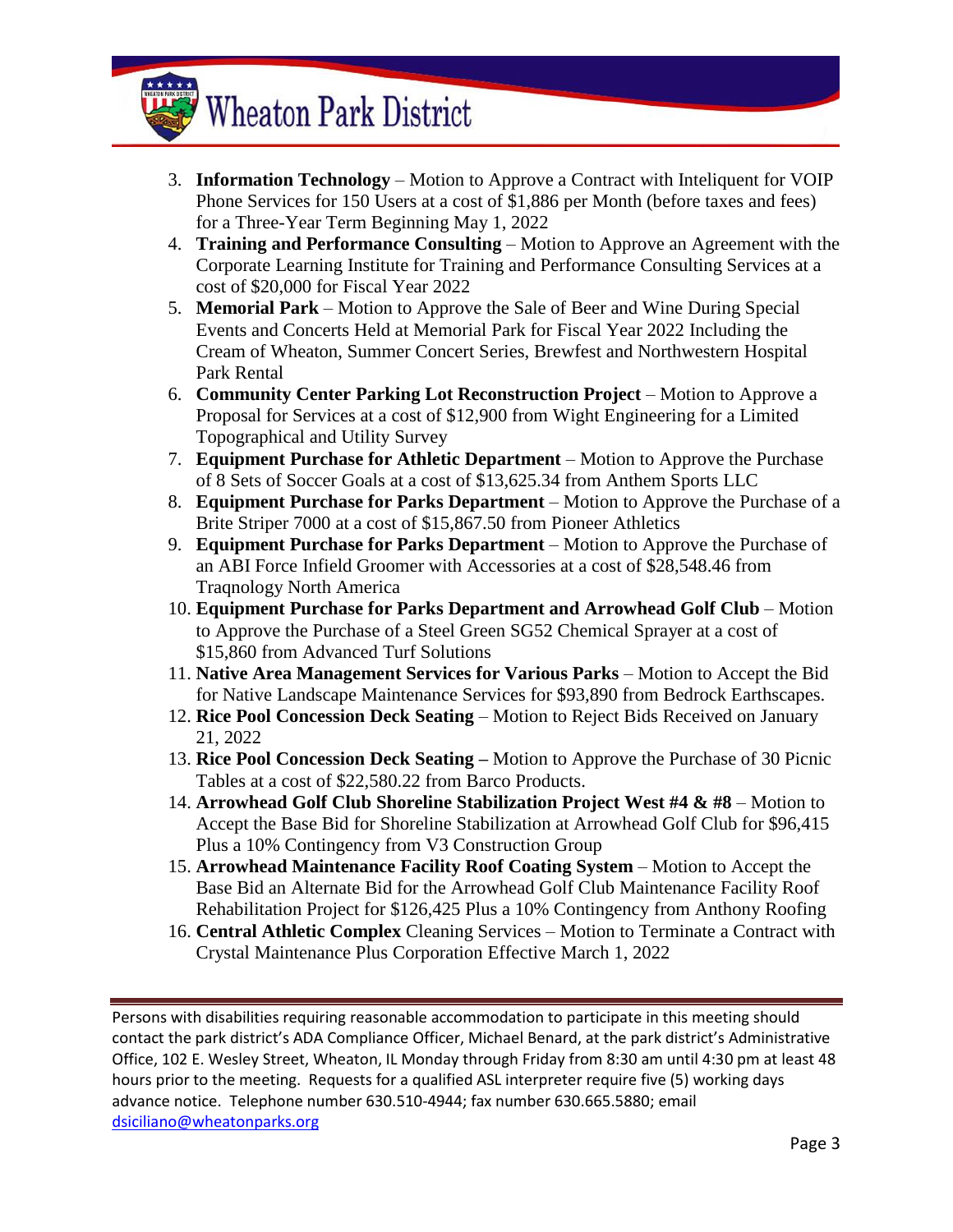3. **Information Technology** – Motion to Approve a Contract with Inteliquent for VOIP Phone Services for 150 Users at a cost of $1,886 per Month (before taxes and fees) for a Three-Year Term Beginning May 1, 2022
4. **Training and Performance Consulting** – Motion to Approve an Agreement with the Corporate Learning Institute for Training and Performance Consulting Services at a cost of $20,000 for Fiscal Year 2022
5. **Memorial Park** – Motion to Approve the Sale of Beer and Wine During Special Events and Concerts Held at Memorial Park for Fiscal Year 2022 Including the Cream of Wheaton, Summer Concert Series, Brewfest and Northwestern Hospital Park Rental
6. **Community Center Parking Lot Reconstruction Project** – Motion to Approve a Proposal for Services at a cost of $12,900 from Wight Engineering for a Limited Topographical and Utility Survey
7. **Equipment Purchase for Athletic Department** – Motion to Approve the Purchase of 8 Sets of Soccer Goals at a cost of $13,625.34 from Anthem Sports LLC
8. **Equipment Purchase for Parks Department** – Motion to Approve the Purchase of a Brite Striper 7000 at a cost of $15,867.50 from Pioneer Athletics
9. **Equipment Purchase for Parks Department** – Motion to Approve the Purchase of an ABI Force Infield Groomer with Accessories at a cost of $28,548.46 from Traqnology North America
10. **Equipment Purchase for Parks Department and Arrowhead Golf Club** – Motion to Approve the Purchase of a Steel Green SG52 Chemical Sprayer at a cost of $15,860 from Advanced Turf Solutions
11. **Native Area Management Services for Various Parks** – Motion to Accept the Bid for Native Landscape Maintenance Services for $93,890 from Bedrock Earthscapes.
12. **Rice Pool Concession Deck Seating** – Motion to Reject Bids Received on January 21, 2022
13. **Rice Pool Concession Deck Seating –** Motion to Approve the Purchase of 30 Picnic Tables at a cost of $22,580.22 from Barco Products.
14. **Arrowhead Golf Club Shoreline Stabilization Project West #4 & #8** – Motion to Accept the Base Bid for Shoreline Stabilization at Arrowhead Golf Club for $96,415 Plus a 10% Contingency from V3 Construction Group
15. **Arrowhead Maintenance Facility Roof Coating System** – Motion to Accept the Base Bid an Alternate Bid for the Arrowhead Golf Club Maintenance Facility Roof Rehabilitation Project for $126,425 Plus a 10% Contingency from Anthony Roofing
16. **Central Athletic Complex** Cleaning Services – Motion to Terminate a Contract with Crystal Maintenance Plus Corporation Effective March 1, 2022

Persons with disabilities requiring reasonable accommodation to participate in this meeting should contact the park district's ADA Compliance Officer, Michael Benard, at the park district's Administrative Office, 102 E. Wesley Street, Wheaton, IL Monday through Friday from 8:30 am until 4:30 pm at least 48 hours prior to the meeting. Requests for a qualified ASL interpreter require five (5) working days advance notice. Telephone number 630.510-4944; fax number 630.665.5880; email dsiciliano@wheatonparks.org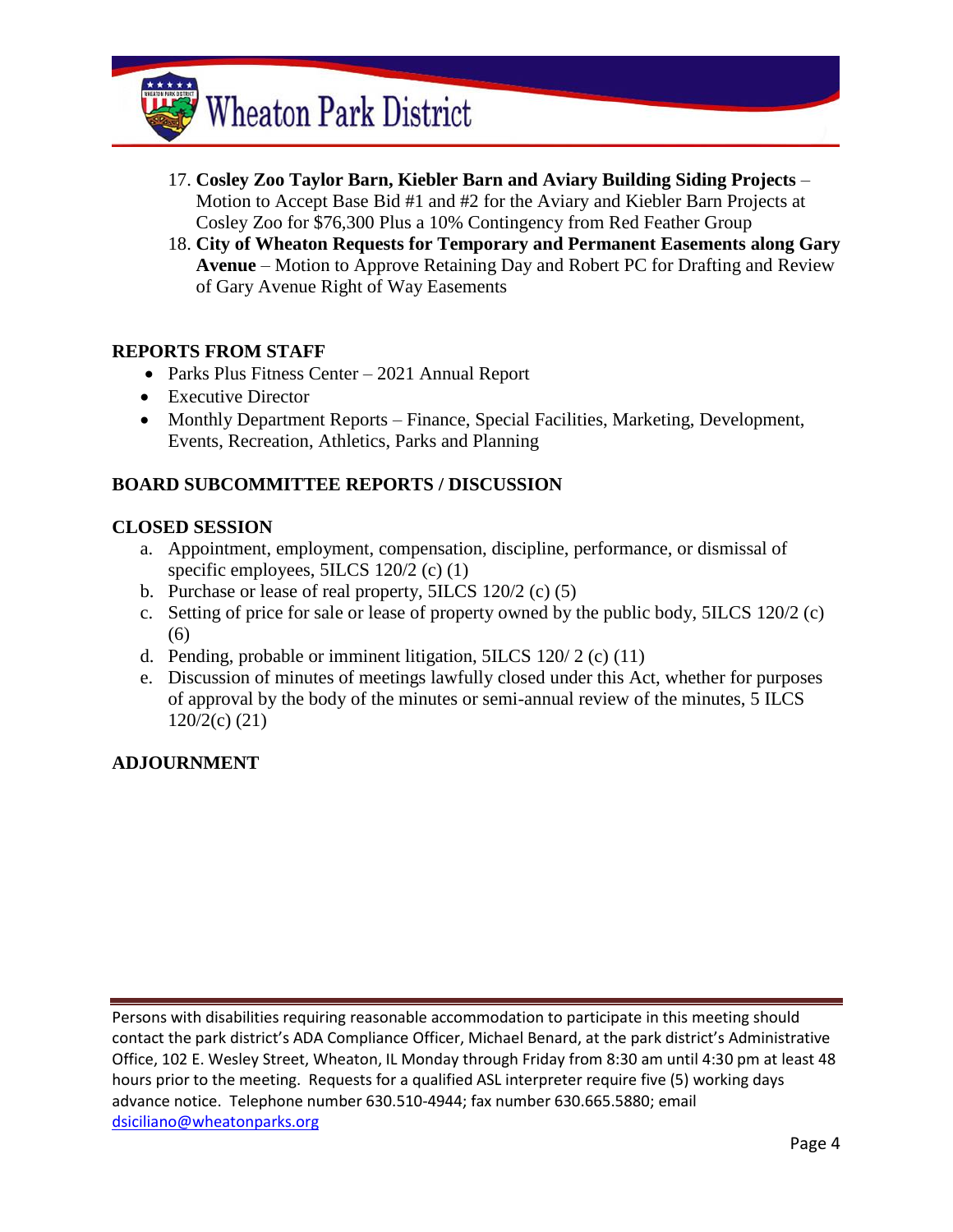17. **Cosley Zoo Taylor Barn, Kiebler Barn and Aviary Building Siding Projects** – Motion to Accept Base Bid #1 and #2 for the Aviary and Kiebler Barn Projects at Cosley Zoo for $76,300 Plus a 10% Contingency from Red Feather Group
18. **City of Wheaton Requests for Temporary and Permanent Easements along Gary Avenue** – Motion to Approve Retaining Day and Robert PC for Drafting and Review of Gary Avenue Right of Way Easements

**REPORTS FROM STAFF**

- Parks Plus Fitness Center – 2021 Annual Report
- Executive Director
- Monthly Department Reports – Finance, Special Facilities, Marketing, Development, Events, Recreation, Athletics, Parks and Planning

**BOARD SUBCOMMITTEE REPORTS / DISCUSSION**

**CLOSED SESSION**

a. Appointment, employment, compensation, discipline, performance, or dismissal of specific employees, 5ILCS 120/2 (c) (1)
b. Purchase or lease of real property, 5ILCS 120/2 (c) (5)
c. Setting of price for sale or lease of property owned by the public body, 5ILCS 120/2 (c) (6)
d. Pending, probable or imminent litigation, 5ILCS 120/ 2 (c) (11)
e. Discussion of minutes of meetings lawfully closed under this Act, whether for purposes of approval by the body of the minutes or semi-annual review of the minutes, 5 ILCS 120/2(c) (21)

**ADJOURNMENT**

Persons with disabilities requiring reasonable accommodation to participate in this meeting should contact the park district's ADA Compliance Officer, Michael Benard, at the park district's Administrative Office, 102 E. Wesley Street, Wheaton, IL Monday through Friday from 8:30 am until 4:30 pm at least 48 hours prior to the meeting. Requests for a qualified ASL interpreter require five (5) working days advance notice. Telephone number 630.510-4944; fax number 630.665.5880; email dsiciliano@wheatonparks.org